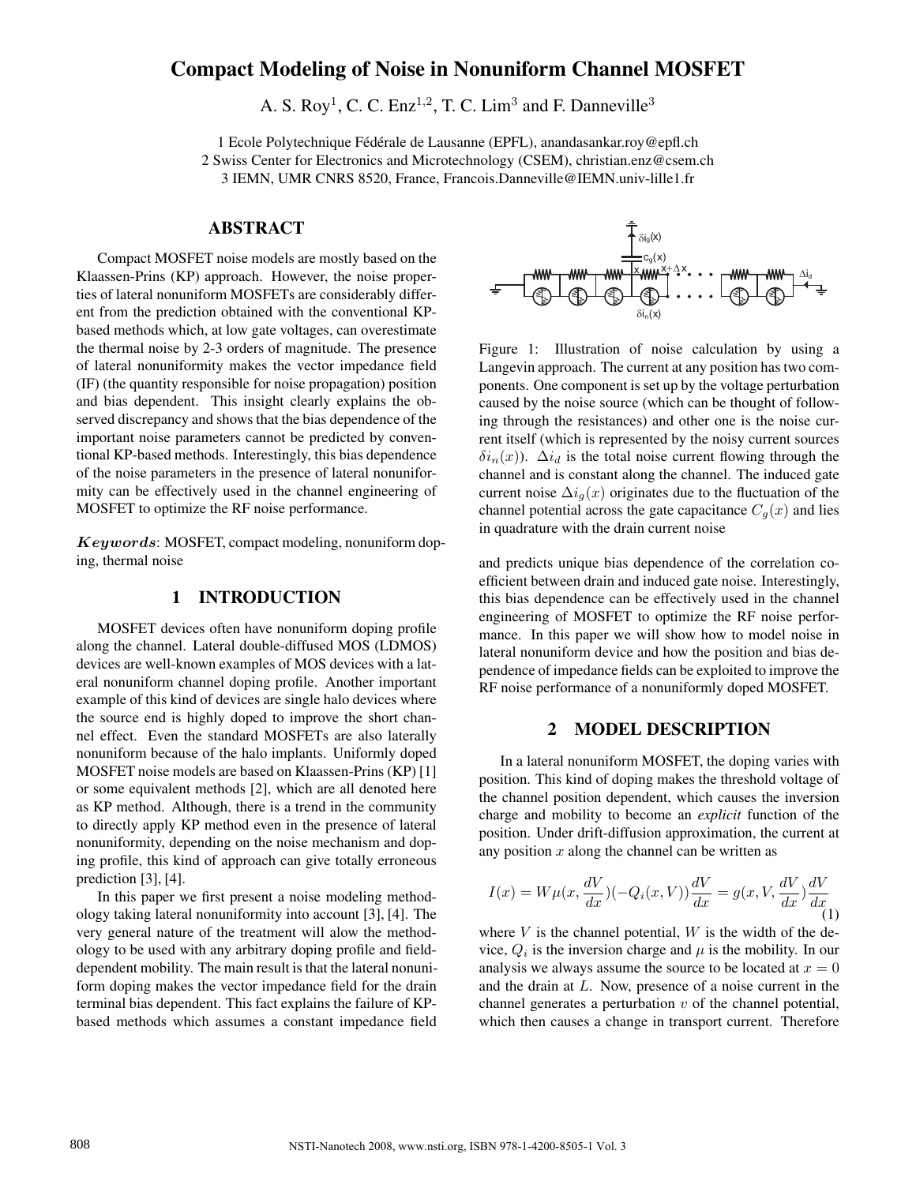# Compact Modeling of Noise in Nonuniform Channel MOSFET

A. S. Roy[1], C. C. Enz[1,2], T. C. Lim[3] and F. Danneville[3]

1 Ecole Polytechnique Fédérale de Lausanne (EPFL), anandasankar.roy@epfl.ch
2 Swiss Center for Electronics and Microtechnology (CSEM), christian.enz@csem.ch
3 IEMN, UMR CNRS 8520, France, Francois.Danneville@IEMN.univ-lille1.fr

## ABSTRACT

Compact MOSFET noise models are mostly based on the Klaassen-Prins (KP) approach. However, the noise properties of lateral nonuniform MOSFETs are considerably different from the prediction obtained with the conventional KP-based methods which, at low gate voltages, can overestimate the thermal noise by 2-3 orders of magnitude. The presence of lateral nonuniformity makes the vector impedance field (IF) (the quantity responsible for noise propagation) position and bias dependent. This insight clearly explains the observed discrepancy and shows that the bias dependence of the important noise parameters cannot be predicted by conventional KP-based methods. Interestingly, this bias dependence of the noise parameters in the presence of lateral nonuniformity can be effectively used in the channel engineering of MOSFET to optimize the RF noise performance.

***Keywords***: MOSFET, compact modeling, nonuniform doping, thermal noise

## 1 INTRODUCTION

MOSFET devices often have nonuniform doping profile along the channel. Lateral double-diffused MOS (LDMOS) devices are well-known examples of MOS devices with a lateral nonuniform channel doping profile. Another important example of this kind of devices are single halo devices where the source end is highly doped to improve the short channel effect. Even the standard MOSFETs are also laterally nonuniform because of the halo implants. Uniformly doped MOSFET noise models are based on Klaassen-Prins (KP) [1] or some equivalent methods [2], which are all denoted here as KP method. Although, there is a trend in the community to directly apply KP method even in the presence of lateral nonuniformity, depending on the noise mechanism and doping profile, this kind of approach can give totally erroneous prediction [3], [4].

In this paper we first present a noise modeling methodology taking lateral nonuniformity into account [3], [4]. The very general nature of the treatment will alow the methodology to be used with any arbitrary doping profile and field-dependent mobility. The main result is that the lateral nonuniform doping makes the vector impedance field for the drain terminal bias dependent. This fact explains the failure of KP-based methods which assumes a constant impedance field and predicts unique bias dependence of the correlation coefficient between drain and induced gate noise. Interestingly, this bias dependence can be effectively used in the channel engineering of MOSFET to optimize the RF noise performance. In this paper we will show how to model noise in lateral nonuniform device and how the position and bias dependence of impedance fields can be exploited to improve the RF noise performance of a nonuniformly doped MOSFET.

Figure 1: Illustration of noise calculation by using a Langevin approach. The current at any position has two components. One component is set up by the voltage perturbation caused by the noise source (which can be thought of following through the resistances) and other one is the noise current itself (which is represented by the noisy current sources $\delta i_n(x)$). $\Delta i_d$ is the total noise current flowing through the channel and is constant along the channel. The induced gate current noise $\Delta i_g(x)$ originates due to the fluctuation of the channel potential across the gate capacitance $C_g(x)$ and lies in quadrature with the drain current noise

## 2 MODEL DESCRIPTION

In a lateral nonuniform MOSFET, the doping varies with position. This kind of doping makes the threshold voltage of the channel position dependent, which causes the inversion charge and mobility to become an *explicit* function of the position. Under drift-diffusion approximation, the current at any position $x$ along the channel can be written as

$$I(x) = W\mu(x, \frac{dV}{dx})(-Q_i(x, V))\frac{dV}{dx} = g(x, V, \frac{dV}{dx})\frac{dV}{dx} \tag{1}$$

where $V$ is the channel potential, $W$ is the width of the device, $Q_i$ is the inversion charge and $\mu$ is the mobility. In our analysis we always assume the source to be located at $x = 0$ and the drain at $L$. Now, presence of a noise current in the channel generates a perturbation $v$ of the channel potential, which then causes a change in transport current. Therefore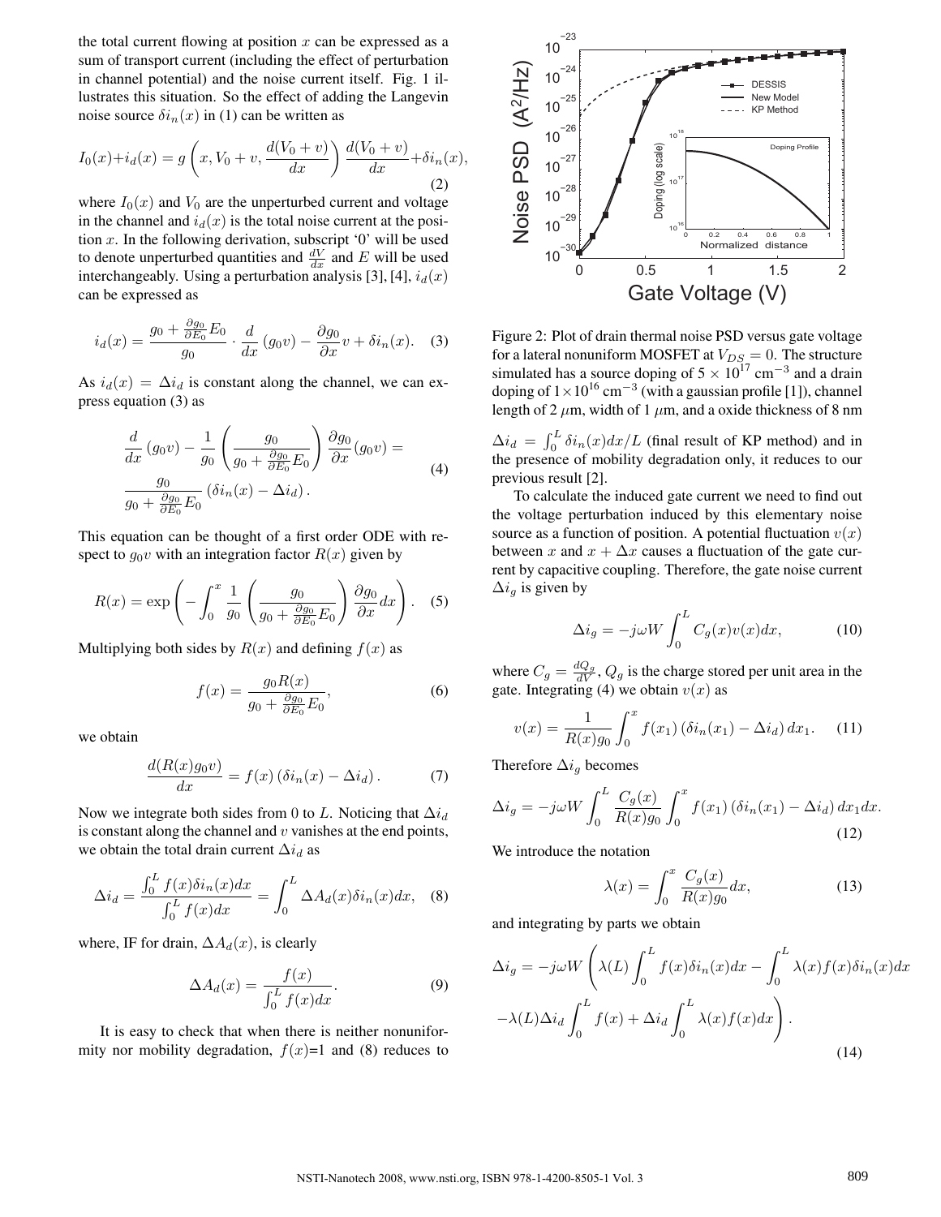the total current flowing at position $x$ can be expressed as a sum of transport current (including the effect of perturbation in channel potential) and the noise current itself. Fig. 1 illustrates this situation. So the effect of adding the Langevin noise source $\delta i_n(x)$ in (1) can be written as

$$I_0(x)+i_d(x) = g\left(x, V_0+v, \frac{d(V_0+v)}{dx}\right)\frac{d(V_0+v)}{dx}+\delta i_n(x), \quad (2)$$

where $I_0(x)$ and $V_0$ are the unperturbed current and voltage in the channel and $i_d(x)$ is the total noise current at the position $x$. In the following derivation, subscript '0' will be used to denote unperturbed quantities and $\frac{dV}{dx}$ and $E$ will be used interchangeably. Using a perturbation analysis [3], [4], $i_d(x)$ can be expressed as

$$i_d(x) = \frac{g_0 + \frac{\partial g_0}{\partial E_0}E_0}{g_0}\cdot\frac{d}{dx}\left(g_0 v\right) - \frac{\partial g_0}{\partial x}v + \delta i_n(x). \quad (3)$$

As $i_d(x) = \Delta i_d$ is constant along the channel, we can express equation (3) as

$$\frac{d}{dx}\left(g_0 v\right) - \frac{1}{g_0}\left(\frac{g_0}{g_0+\frac{\partial g_0}{\partial E_0}E_0}\right)\frac{\partial g_0}{\partial x}(g_0 v) = \frac{g_0}{g_0+\frac{\partial g_0}{\partial E_0}E_0}\left(\delta i_n(x) - \Delta i_d\right). \quad (4)$$

This equation can be thought of a first order ODE with respect to $g_0 v$ with an integration factor $R(x)$ given by

$$R(x) = \exp\left(-\int_0^x \frac{1}{g_0}\left(\frac{g_0}{g_0+\frac{\partial g_0}{\partial E_0}E_0}\right)\frac{\partial g_0}{\partial x}dx\right). \quad (5)$$

Multiplying both sides by $R(x)$ and defining $f(x)$ as

$$f(x) = \frac{g_0 R(x)}{g_0+\frac{\partial g_0}{\partial E_0}E_0}, \quad (6)$$

we obtain

$$\frac{d(R(x)g_0 v)}{dx} = f(x)\left(\delta i_n(x) - \Delta i_d\right). \quad (7)$$

Now we integrate both sides from 0 to $L$. Noticing that $\Delta i_d$ is constant along the channel and $v$ vanishes at the end points, we obtain the total drain current $\Delta i_d$ as

$$\Delta i_d = \frac{\int_0^L f(x)\delta i_n(x)dx}{\int_0^L f(x)dx} = \int_0^L \Delta A_d(x)\delta i_n(x)dx, \quad (8)$$

where, IF for drain, $\Delta A_d(x)$, is clearly

$$\Delta A_d(x) = \frac{f(x)}{\int_0^L f(x)dx}. \quad (9)$$

It is easy to check that when there is neither nonuniformity nor mobility degradation, $f(x)$=1 and (8) reduces to $\Delta i_d = \int_0^L \delta i_n(x)dx/L$ (final result of KP method) and in the presence of mobility degradation only, it reduces to our previous result [2].

Figure 2: Plot of drain thermal noise PSD versus gate voltage for a lateral nonuniform MOSFET at $V_{DS}=0$. The structure simulated has a source doping of $5\times10^{17}$ cm$^{-3}$ and a drain doping of $1\times10^{16}$ cm$^{-3}$ (with a gaussian profile [1]), channel length of 2 $\mu$m, width of 1 $\mu$m, and a oxide thickness of 8 nm

To calculate the induced gate current we need to find out the voltage perturbation induced by this elementary noise source as a function of position. A potential fluctuation $v(x)$ between $x$ and $x+\Delta x$ causes a fluctuation of the gate current by capacitive coupling. Therefore, the gate noise current $\Delta i_g$ is given by

$$\Delta i_g = -j\omega W\int_0^L C_g(x)v(x)dx, \quad (10)$$

where $C_g = \frac{dQ_g}{dV}$, $Q_g$ is the charge stored per unit area in the gate. Integrating (4) we obtain $v(x)$ as

$$v(x) = \frac{1}{R(x)g_0}\int_0^x f(x_1)\left(\delta i_n(x_1)-\Delta i_d\right)dx_1. \quad (11)$$

Therefore $\Delta i_g$ becomes

$$\Delta i_g = -j\omega W\int_0^L \frac{C_g(x)}{R(x)g_0}\int_0^x f(x_1)\left(\delta i_n(x_1)-\Delta i_d\right)dx_1 dx. \quad (12)$$

We introduce the notation

$$\lambda(x) = \int_0^x \frac{C_g(x)}{R(x)g_0}dx, \quad (13)$$

and integrating by parts we obtain

$$\Delta i_g = -j\omega W\left(\lambda(L)\int_0^L f(x)\delta i_n(x)dx - \int_0^L \lambda(x)f(x)\delta i_n(x)dx - \lambda(L)\Delta i_d\int_0^L f(x) + \Delta i_d\int_0^L \lambda(x)f(x)dx\right). \quad (14)$$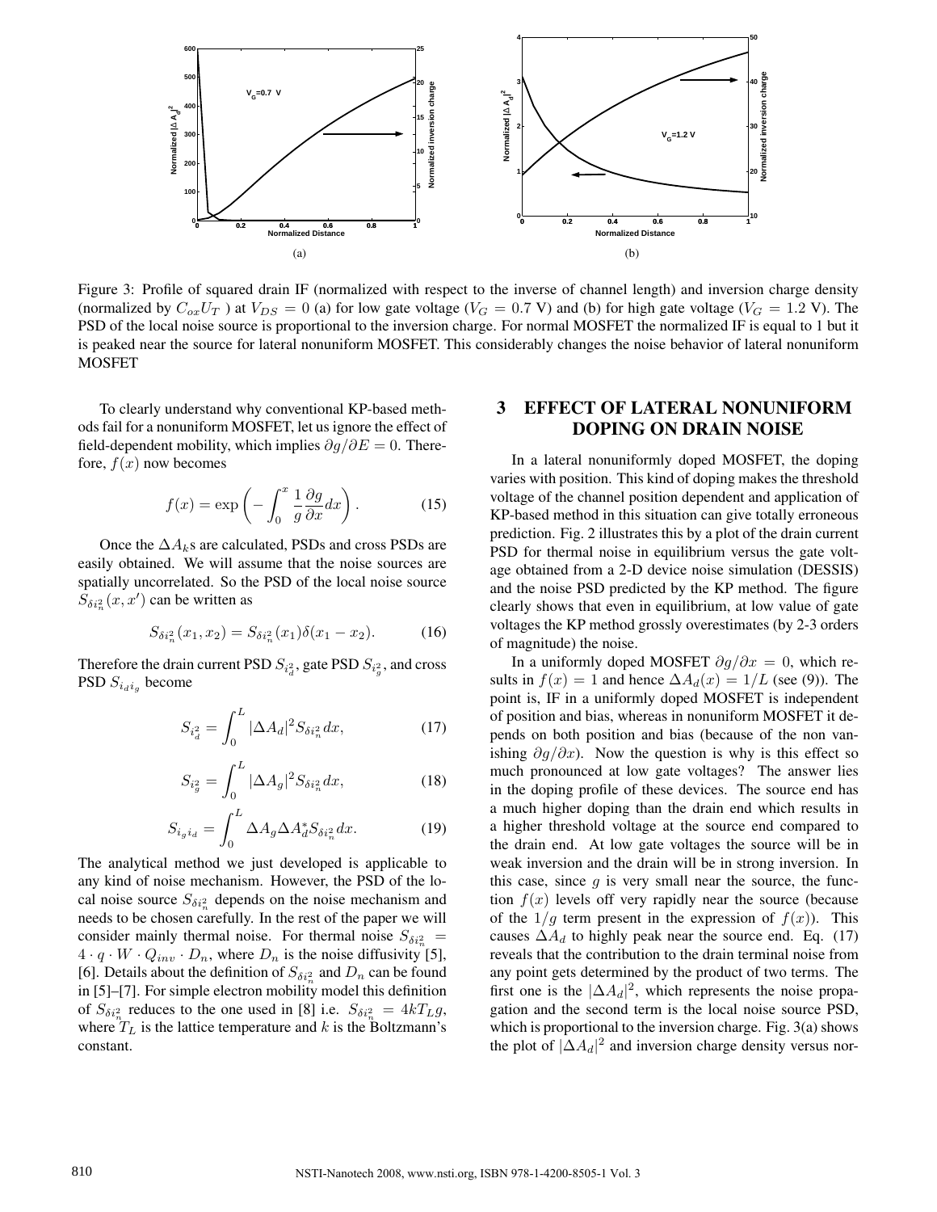Figure 3: Profile of squared drain IF (normalized with respect to the inverse of channel length) and inversion charge density (normalized by $C_{ox}U_T$ ) at $V_{DS} = 0$ (a) for low gate voltage ($V_G = 0.7$ V) and (b) for high gate voltage ($V_G = 1.2$ V). The PSD of the local noise source is proportional to the inversion charge. For normal MOSFET the normalized IF is equal to 1 but it is peaked near the source for lateral nonuniform MOSFET. This considerably changes the noise behavior of lateral nonuniform MOSFET

To clearly understand why conventional KP-based methods fail for a nonuniform MOSFET, let us ignore the effect of field-dependent mobility, which implies $\partial g/\partial E = 0$. Therefore, $f(x)$ now becomes

$$f(x) = \exp\left(-\int_0^x \frac{1}{g}\frac{\partial g}{\partial x}dx\right). \tag{15}$$

Once the $\Delta A_k$s are calculated, PSDs and cross PSDs are easily obtained. We will assume that the noise sources are spatially uncorrelated. So the PSD of the local noise source $S_{\delta i_n^2}(x, x')$ can be written as

$$S_{\delta i_n^2}(x_1, x_2) = S_{\delta i_n^2}(x_1)\delta(x_1 - x_2). \tag{16}$$

Therefore the drain current PSD $S_{i_d^2}$, gate PSD $S_{i_g^2}$, and cross PSD $S_{i_d i_g}$ become

$$S_{i_d^2} = \int_0^L |\Delta A_d|^2 S_{\delta i_n^2}\, dx, \tag{17}$$

$$S_{i_g^2} = \int_0^L |\Delta A_g|^2 S_{\delta i_n^2}\, dx, \tag{18}$$

$$S_{i_g i_d} = \int_0^L \Delta A_g \Delta A_d^* S_{\delta i_n^2}\, dx. \tag{19}$$

The analytical method we just developed is applicable to any kind of noise mechanism. However, the PSD of the local noise source $S_{\delta i_n^2}$ depends on the noise mechanism and needs to be chosen carefully. In the rest of the paper we will consider mainly thermal noise. For thermal noise $S_{\delta i_n^2} = 4 \cdot q \cdot W \cdot Q_{inv} \cdot D_n$, where $D_n$ is the noise diffusivity [5], [6]. Details about the definition of $S_{\delta i_n^2}$ and $D_n$ can be found in [5]–[7]. For simple electron mobility model this definition of $S_{\delta i_n^2}$ reduces to the one used in [8] i.e. $S_{\delta i_n^2} = 4kT_L g$, where $T_L$ is the lattice temperature and $k$ is the Boltzmann's constant.

## 3 EFFECT OF LATERAL NONUNIFORM DOPING ON DRAIN NOISE

In a lateral nonuniformly doped MOSFET, the doping varies with position. This kind of doping makes the threshold voltage of the channel position dependent and application of KP-based method in this situation can give totally erroneous prediction. Fig. 2 illustrates this by a plot of the drain current PSD for thermal noise in equilibrium versus the gate voltage obtained from a 2-D device noise simulation (DESSIS) and the noise PSD predicted by the KP method. The figure clearly shows that even in equilibrium, at low value of gate voltages the KP method grossly overestimates (by 2-3 orders of magnitude) the noise.

In a uniformly doped MOSFET $\partial g/\partial x = 0$, which results in $f(x) = 1$ and hence $\Delta A_d(x) = 1/L$ (see (9)). The point is, IF in a uniformly doped MOSFET is independent of position and bias, whereas in nonuniform MOSFET it depends on both position and bias (because of the non vanishing $\partial g/\partial x$). Now the question is why is this effect so much pronounced at low gate voltages? The answer lies in the doping profile of these devices. The source end has a much higher doping than the drain end which results in a higher threshold voltage at the source end compared to the drain end. At low gate voltages the source will be in weak inversion and the drain will be in strong inversion. In this case, since $g$ is very small near the source, the function $f(x)$ levels off very rapidly near the source (because of the $1/g$ term present in the expression of $f(x)$). This causes $\Delta A_d$ to highly peak near the source end. Eq. (17) reveals that the contribution to the drain terminal noise from any point gets determined by the product of two terms. The first one is the $|\Delta A_d|^2$, which represents the noise propagation and the second term is the local noise source PSD, which is proportional to the inversion charge. Fig. 3(a) shows the plot of $|\Delta A_d|^2$ and inversion charge density versus nor-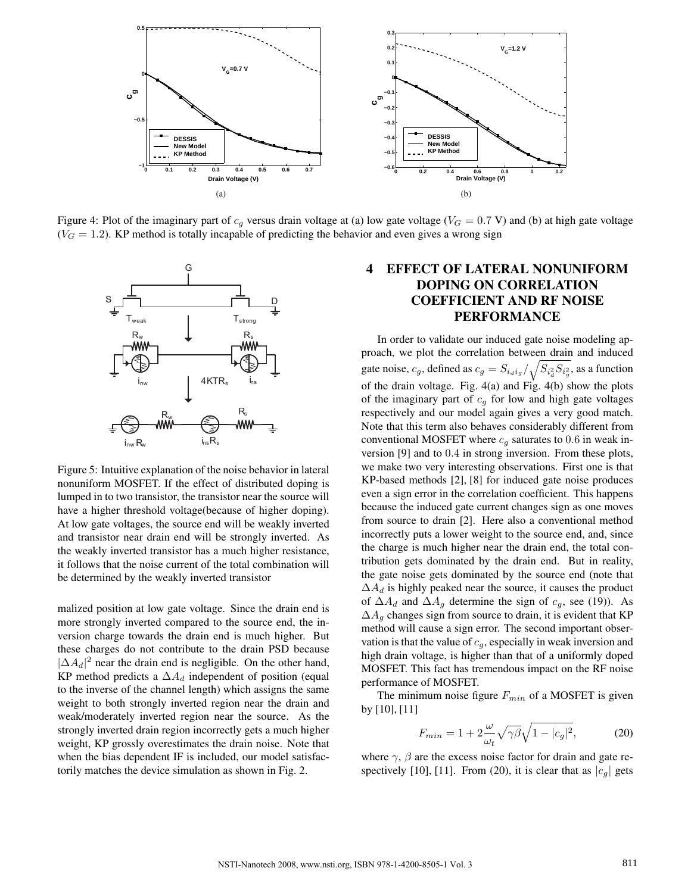Figure 4: Plot of the imaginary part of $c_g$ versus drain voltage at (a) low gate voltage ($V_G = 0.7$ V) and (b) at high gate voltage ($V_G = 1.2$). KP method is totally incapable of predicting the behavior and even gives a wrong sign

Figure 5: Intuitive explanation of the noise behavior in lateral nonuniform MOSFET. If the effect of distributed doping is lumped in to two transistor, the transistor near the source will have a higher threshold voltage(because of higher doping). At low gate voltages, the source end will be weakly inverted and transistor near drain end will be strongly inverted. As the weakly inverted transistor has a much higher resistance, it follows that the noise current of the total combination will be determined by the weakly inverted transistor

malized position at low gate voltage. Since the drain end is more strongly inverted compared to the source end, the inversion charge towards the drain end is much higher. But these charges do not contribute to the drain PSD because $|\Delta A_d|^2$ near the drain end is negligible. On the other hand, KP method predicts a $\Delta A_d$ independent of position (equal to the inverse of the channel length) which assigns the same weight to both strongly inverted region near the drain and weak/moderately inverted region near the source. As the strongly inverted drain region incorrectly gets a much higher weight, KP grossly overestimates the drain noise. Note that when the bias dependent IF is included, our model satisfactorily matches the device simulation as shown in Fig. 2.

## 4 EFFECT OF LATERAL NONUNIFORM DOPING ON CORRELATION COEFFICIENT AND RF NOISE PERFORMANCE

In order to validate our induced gate noise modeling approach, we plot the correlation between drain and induced gate noise, $c_g$, defined as $c_g = S_{i_d i_g} / \sqrt{S_{i_d^2} S_{i_g^2}}$, as a function of the drain voltage. Fig. 4(a) and Fig. 4(b) show the plots of the imaginary part of $c_g$ for low and high gate voltages respectively and our model again gives a very good match. Note that this term also behaves considerably different from conventional MOSFET where $c_g$ saturates to $0.6$ in weak inversion [9] and to $0.4$ in strong inversion. From these plots, we make two very interesting observations. First one is that KP-based methods [2], [8] for induced gate noise produces even a sign error in the correlation coefficient. This happens because the induced gate current changes sign as one moves from source to drain [2]. Here also a conventional method incorrectly puts a lower weight to the source end, and, since the charge is much higher near the drain end, the total contribution gets dominated by the drain end. But in reality, the gate noise gets dominated by the source end (note that $\Delta A_d$ is highly peaked near the source, it causes the product of $\Delta A_d$ and $\Delta A_g$ determine the sign of $c_g$, see (19)). As $\Delta A_g$ changes sign from source to drain, it is evident that KP method will cause a sign error. The second important observation is that the value of $c_g$, especially in weak inversion and high drain voltage, is higher than that of a uniformly doped MOSFET. This fact has tremendous impact on the RF noise performance of MOSFET.

The minimum noise figure $F_{min}$ of a MOSFET is given by [10], [11]

$$F_{min} = 1 + 2\frac{\omega}{\omega_t}\sqrt{\gamma\beta}\sqrt{1 - |c_g|^2}, \tag{20}$$

where $\gamma$, $\beta$ are the excess noise factor for drain and gate respectively [10], [11]. From (20), it is clear that as $|c_g|$ gets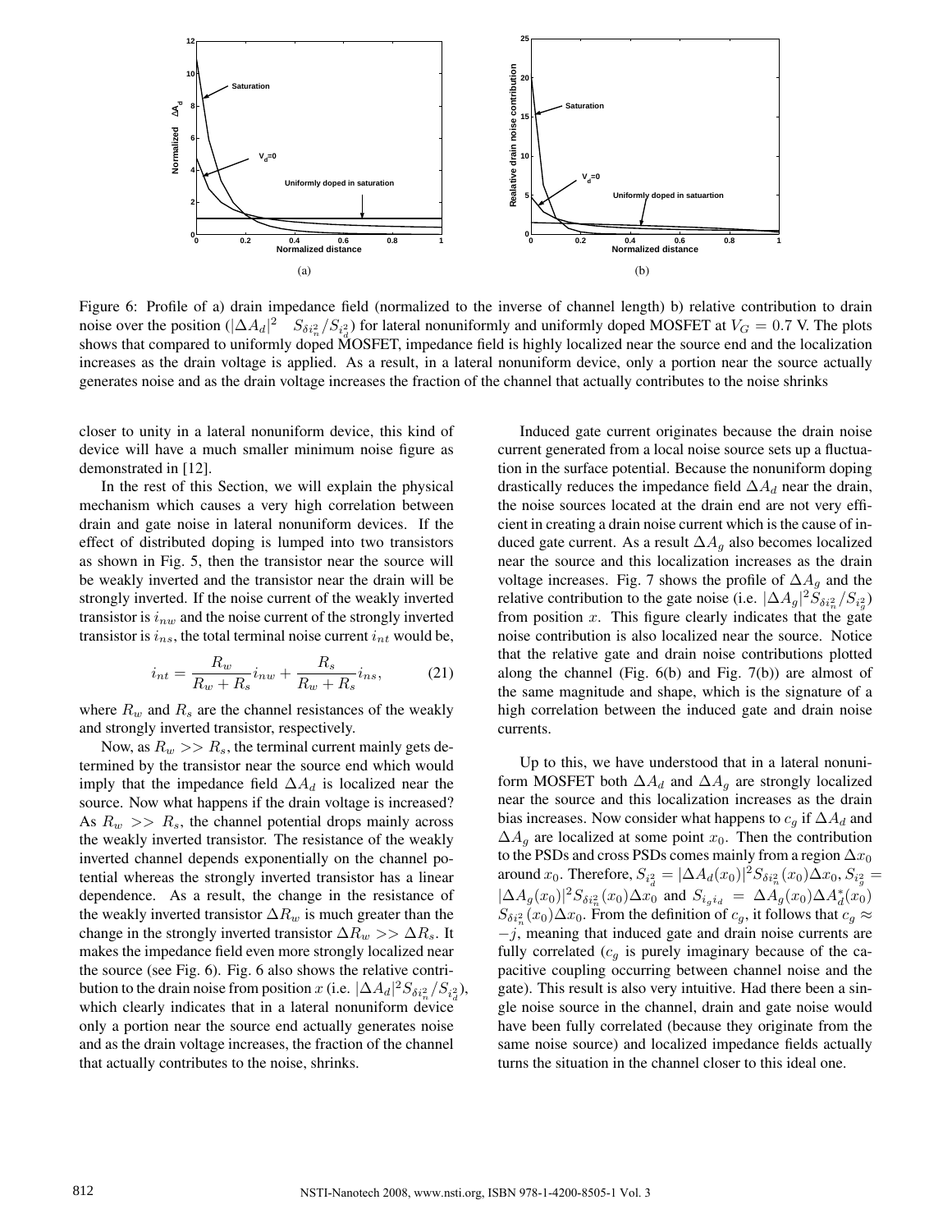Figure 6: Profile of a) drain impedance field (normalized to the inverse of channel length) b) relative contribution to drain noise over the position ($|\Delta A_d|^2 \quad S_{\delta i_n^2}/S_{i_d^2}$) for lateral nonuniformly and uniformly doped MOSFET at $V_G = 0.7$ V. The plots shows that compared to uniformly doped MOSFET, impedance field is highly localized near the source end and the localization increases as the drain voltage is applied. As a result, in a lateral nonuniform device, only a portion near the source actually generates noise and as the drain voltage increases the fraction of the channel that actually contributes to the noise shrinks

closer to unity in a lateral nonuniform device, this kind of device will have a much smaller minimum noise figure as demonstrated in [12].

In the rest of this Section, we will explain the physical mechanism which causes a very high correlation between drain and gate noise in lateral nonuniform devices. If the effect of distributed doping is lumped into two transistors as shown in Fig. 5, then the transistor near the source will be weakly inverted and the transistor near the drain will be strongly inverted. If the noise current of the weakly inverted transistor is $i_{nw}$ and the noise current of the strongly inverted transistor is $i_{ns}$, the total terminal noise current $i_{nt}$ would be,

$$i_{nt} = \frac{R_w}{R_w + R_s} i_{nw} + \frac{R_s}{R_w + R_s} i_{ns}, \tag{21}$$

where $R_w$ and $R_s$ are the channel resistances of the weakly and strongly inverted transistor, respectively.

Now, as $R_w >> R_s$, the terminal current mainly gets determined by the transistor near the source end which would imply that the impedance field $\Delta A_d$ is localized near the source. Now what happens if the drain voltage is increased? As $R_w >> R_s$, the channel potential drops mainly across the weakly inverted transistor. The resistance of the weakly inverted channel depends exponentially on the channel potential whereas the strongly inverted transistor has a linear dependence. As a result, the change in the resistance of the weakly inverted transistor $\Delta R_w$ is much greater than the change in the strongly inverted transistor $\Delta R_w >> \Delta R_s$. It makes the impedance field even more strongly localized near the source (see Fig. 6). Fig. 6 also shows the relative contribution to the drain noise from position $x$ (i.e. $|\Delta A_d|^2 S_{\delta i_n^2}/S_{i_d^2}$), which clearly indicates that in a lateral nonuniform device only a portion near the source end actually generates noise and as the drain voltage increases, the fraction of the channel that actually contributes to the noise, shrinks.

Induced gate current originates because the drain noise current generated from a local noise source sets up a fluctuation in the surface potential. Because the nonuniform doping drastically reduces the impedance field $\Delta A_d$ near the drain, the noise sources located at the drain end are not very efficient in creating a drain noise current which is the cause of induced gate current. As a result $\Delta A_g$ also becomes localized near the source and this localization increases as the drain voltage increases. Fig. 7 shows the profile of $\Delta A_g$ and the relative contribution to the gate noise (i.e. $|\Delta A_g|^2 S_{\delta i_n^2}/S_{i_g^2}$) from position $x$. This figure clearly indicates that the gate noise contribution is also localized near the source. Notice that the relative gate and drain noise contributions plotted along the channel (Fig. 6(b) and Fig. 7(b)) are almost of the same magnitude and shape, which is the signature of a high correlation between the induced gate and drain noise currents.

Up to this, we have understood that in a lateral nonuniform MOSFET both $\Delta A_d$ and $\Delta A_g$ are strongly localized near the source and this localization increases as the drain bias increases. Now consider what happens to $c_g$ if $\Delta A_d$ and $\Delta A_g$ are localized at some point $x_0$. Then the contribution to the PSDs and cross PSDs comes mainly from a region $\Delta x_0$ around $x_0$. Therefore, $S_{i_d^2} = |\Delta A_d(x_0)|^2 S_{\delta i_n^2}(x_0)\Delta x_0$, $S_{i_g^2} = |\Delta A_g(x_0)|^2 S_{\delta i_n^2}(x_0)\Delta x_0$ and $S_{i_g i_d} = \Delta A_g(x_0)\Delta A_d^*(x_0) S_{\delta i_n^2}(x_0)\Delta x_0$. From the definition of $c_g$, it follows that $c_g \approx -j$, meaning that induced gate and drain noise currents are fully correlated ($c_g$ is purely imaginary because of the capacitive coupling occurring between channel noise and the gate). This result is also very intuitive. Had there been a single noise source in the channel, drain and gate noise would have been fully correlated (because they originate from the same noise source) and localized impedance fields actually turns the situation in the channel closer to this ideal one.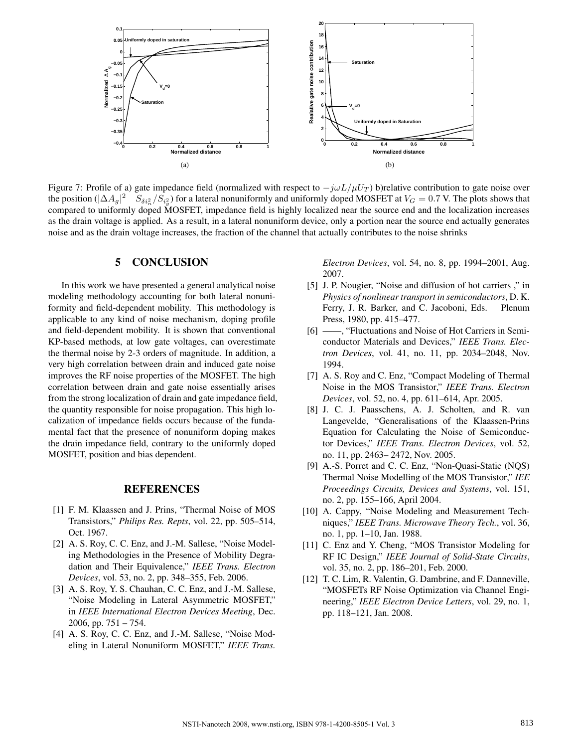0.1
0.05 Uniformly doped in saturation
0
−0.05
−0.1
−0.15
−0.2
−0.25
−0.3
−0.35
−0.4
Normalized $\Delta A_g$
$V_d$=0
Saturation
0 0.2 0.4 0.6 0.8 1
Normalized distance

(a)

20
18
16
14
12
10
8
6
4
2
0
Realative gate noise contribution
Saturation
$V_d$=0
Uniformly doped in Saturation
0 0.2 0.4 0.6 0.8 1
Normalized distance

(b)

Figure 7: Profile of a) gate impedance field (normalized with respect to $-j\omega L/\mu U_T$) b)relative contribution to gate noise over the position ($|\Delta A_g|^2 \quad S_{\delta i_n^2}/S_{i_g^2}$) for a lateral nonuniformly and uniformly doped MOSFET at $V_G = 0.7$ V. The plots shows that compared to uniformly doped MOSFET, impedance field is highly localized near the source end and the localization increases as the drain voltage is applied. As a result, in a lateral nonuniform device, only a portion near the source end actually generates noise and as the drain voltage increases, the fraction of the channel that actually contributes to the noise shrinks

## 5 CONCLUSION

In this work we have presented a general analytical noise modeling methodology accounting for both lateral nonuniformity and field-dependent mobility. This methodology is applicable to any kind of noise mechanism, doping profile and field-dependent mobility. It is shown that conventional KP-based methods, at low gate voltages, can overestimate the thermal noise by 2-3 orders of magnitude. In addition, a very high correlation between drain and induced gate noise improves the RF noise properties of the MOSFET. The high correlation between drain and gate noise essentially arises from the strong localization of drain and gate impedance field, the quantity responsible for noise propagation. This high localization of impedance fields occurs because of the fundamental fact that the presence of nonuniform doping makes the drain impedance field, contrary to the uniformly doped MOSFET, position and bias dependent.

## REFERENCES

[1] F. M. Klaassen and J. Prins, "Thermal Noise of MOS Transistors," *Philips Res. Repts*, vol. 22, pp. 505–514, Oct. 1967.

[2] A. S. Roy, C. C. Enz, and J.-M. Sallese, "Noise Modeling Methodologies in the Presence of Mobility Degradation and Their Equivalence," *IEEE Trans. Electron Devices*, vol. 53, no. 2, pp. 348–355, Feb. 2006.

[3] A. S. Roy, Y. S. Chauhan, C. C. Enz, and J.-M. Sallese, "Noise Modeling in Lateral Asymmetric MOSFET," in *IEEE International Electron Devices Meeting*, Dec. 2006, pp. 751 – 754.

[4] A. S. Roy, C. C. Enz, and J.-M. Sallese, "Noise Modeling in Lateral Nonuniform MOSFET," *IEEE Trans. Electron Devices*, vol. 54, no. 8, pp. 1994–2001, Aug. 2007.

[5] J. P. Nougier, "Noise and diffusion of hot carriers ," in *Physics of nonlinear transport in semiconductors*, D. K. Ferry, J. R. Barker, and C. Jacoboni, Eds. Plenum Press, 1980, pp. 415–477.

[6] ——, "Fluctuations and Noise of Hot Carriers in Semiconductor Materials and Devices," *IEEE Trans. Electron Devices*, vol. 41, no. 11, pp. 2034–2048, Nov. 1994.

[7] A. S. Roy and C. Enz, "Compact Modeling of Thermal Noise in the MOS Transistor," *IEEE Trans. Electron Devices*, vol. 52, no. 4, pp. 611–614, Apr. 2005.

[8] J. C. J. Paasschens, A. J. Scholten, and R. van Langevelde, "Generalisations of the Klaassen-Prins Equation for Calculating the Noise of Semiconductor Devices," *IEEE Trans. Electron Devices*, vol. 52, no. 11, pp. 2463– 2472, Nov. 2005.

[9] A.-S. Porret and C. C. Enz, "Non-Quasi-Static (NQS) Thermal Noise Modelling of the MOS Transistor," *IEE Proceedings Circuits, Devices and Systems*, vol. 151, no. 2, pp. 155–166, April 2004.

[10] A. Cappy, "Noise Modeling and Measurement Techniques," *IEEE Trans. Microwave Theory Tech.*, vol. 36, no. 1, pp. 1–10, Jan. 1988.

[11] C. Enz and Y. Cheng, "MOS Transistor Modeling for RF IC Design," *IEEE Journal of Solid-State Circuits*, vol. 35, no. 2, pp. 186–201, Feb. 2000.

[12] T. C. Lim, R. Valentin, G. Dambrine, and F. Danneville, "MOSFETs RF Noise Optimization via Channel Engineering," *IEEE Electron Device Letters*, vol. 29, no. 1, pp. 118–121, Jan. 2008.